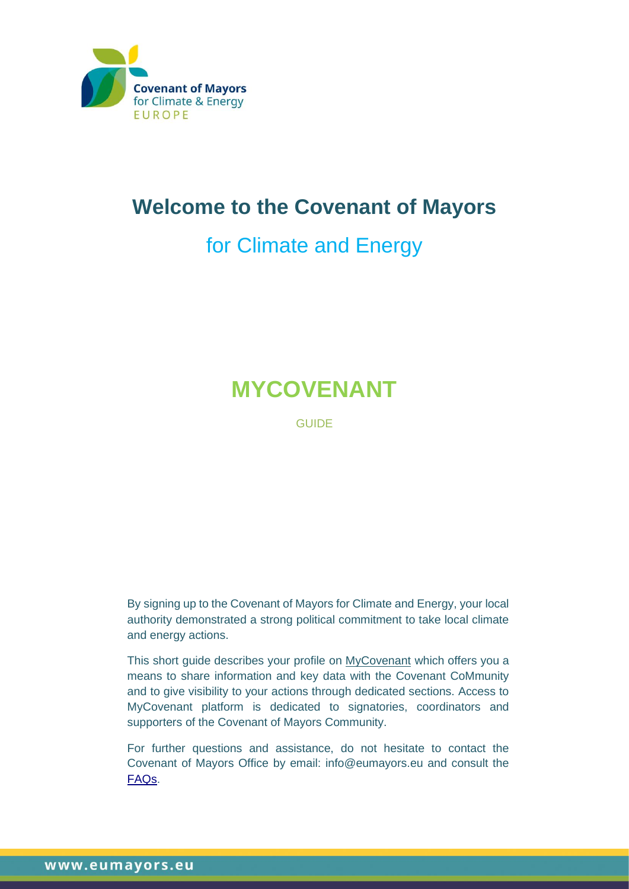Covenant of Mayors
for Climate & Energy
EUROPE

# Welcome to the Covenant of Mayors

## for Climate and Energy

# MYCOVENANT

GUIDE

By signing up to the Covenant of Mayors for Climate and Energy, your local authority demonstrated a strong political commitment to take local climate and energy actions.

This short guide describes your profile on MyCovenant which offers you a means to share information and key data with the Covenant CoMmunity and to give visibility to your actions through dedicated sections. Access to MyCovenant platform is dedicated to signatories, coordinators and supporters of the Covenant of Mayors Community.

For further questions and assistance, do not hesitate to contact the Covenant of Mayors Office by email: info@eumayors.eu and consult the FAQs.

www.eumayors.eu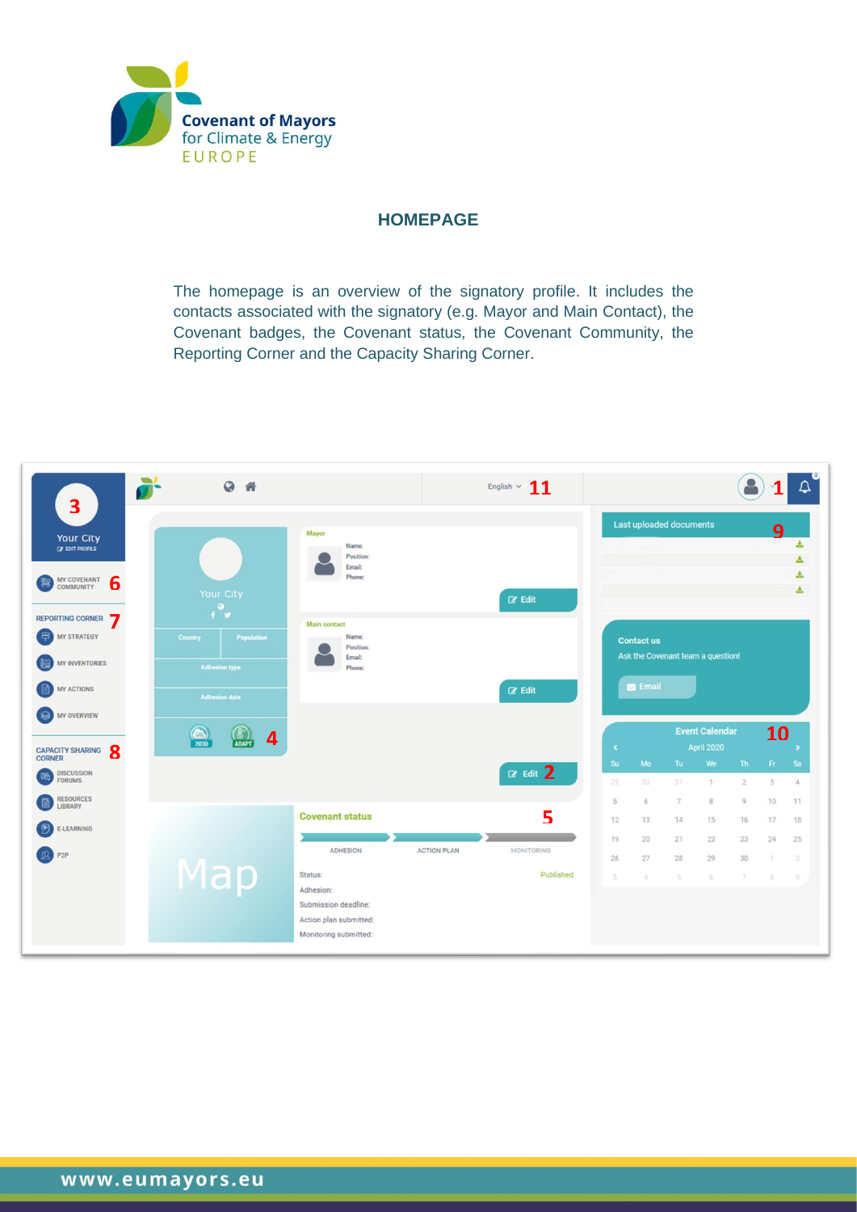## HOMEPAGE

The homepage is an overview of the signatory profile. It includes the contacts associated with the signatory (e.g. Mayor and Main Contact), the Covenant badges, the Covenant status, the Covenant Community, the Reporting Corner and the Capacity Sharing Corner.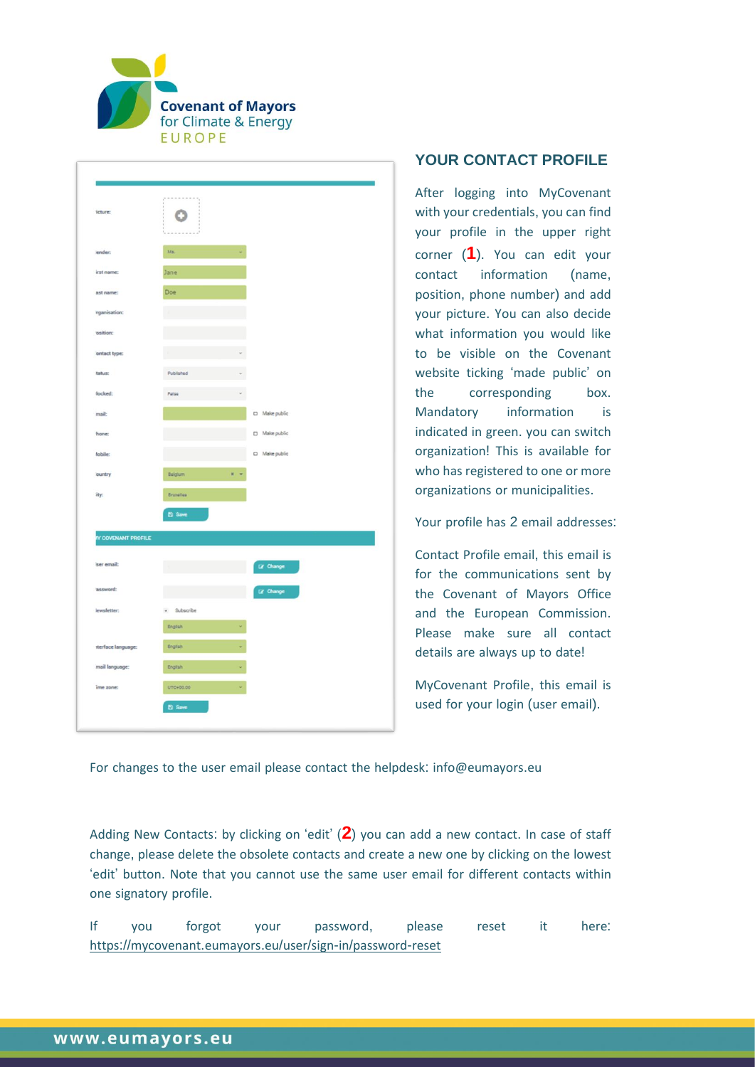## YOUR CONTACT PROFILE

After logging into MyCovenant with your credentials, you can find your profile in the upper right corner (**1**). You can edit your contact information (name, position, phone number) and add your picture. You can also decide what information you would like to be visible on the Covenant website ticking 'made public' on the corresponding box. Mandatory information is indicated in green. you can switch organization! This is available for who has registered to one or more organizations or municipalities.

Your profile has 2 email addresses:

Contact Profile email, this email is for the communications sent by the Covenant of Mayors Office and the European Commission. Please make sure all contact details are always up to date!

MyCovenant Profile, this email is used for your login (user email).

For changes to the user email please contact the helpdesk: info@eumayors.eu

Adding New Contacts: by clicking on 'edit' (**2**) you can add a new contact. In case of staff change, please delete the obsolete contacts and create a new one by clicking on the lowest 'edit' button. Note that you cannot use the same user email for different contacts within one signatory profile.

If you forgot your password, please reset it here: https://mycovenant.eumayors.eu/user/sign-in/password-reset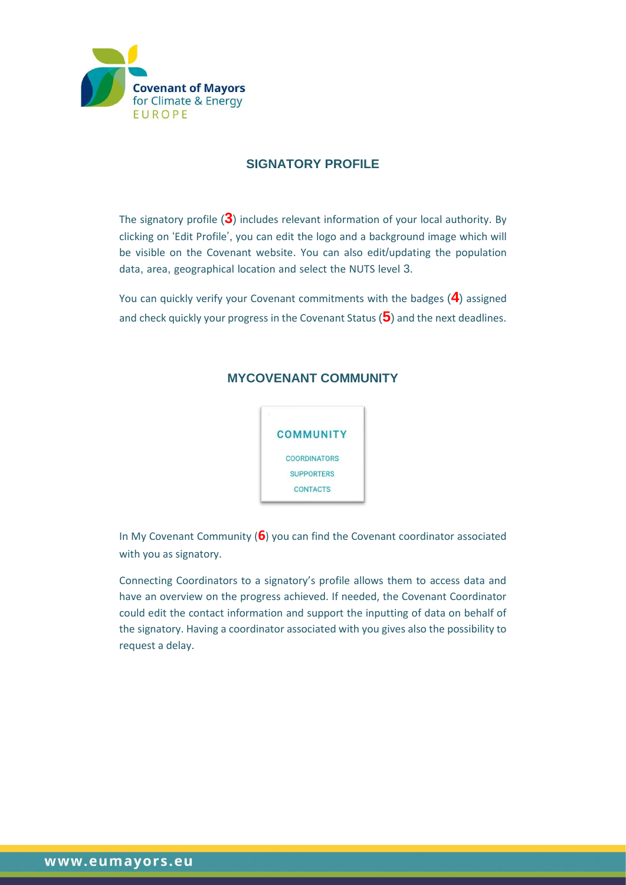## SIGNATORY PROFILE

The signatory profile (**3**) includes relevant information of your local authority. By clicking on 'Edit Profile', you can edit the logo and a background image which will be visible on the Covenant website. You can also edit/updating the population data, area, geographical location and select the NUTS level 3.

You can quickly verify your Covenant commitments with the badges (**4**) assigned and check quickly your progress in the Covenant Status (**5**) and the next deadlines.

## MYCOVENANT COMMUNITY

COMMUNITY

COORDINATORS
SUPPORTERS
CONTACTS

In My Covenant Community (**6**) you can find the Covenant coordinator associated with you as signatory.

Connecting Coordinators to a signatory's profile allows them to access data and have an overview on the progress achieved. If needed, the Covenant Coordinator could edit the contact information and support the inputting of data on behalf of the signatory. Having a coordinator associated with you gives also the possibility to request a delay.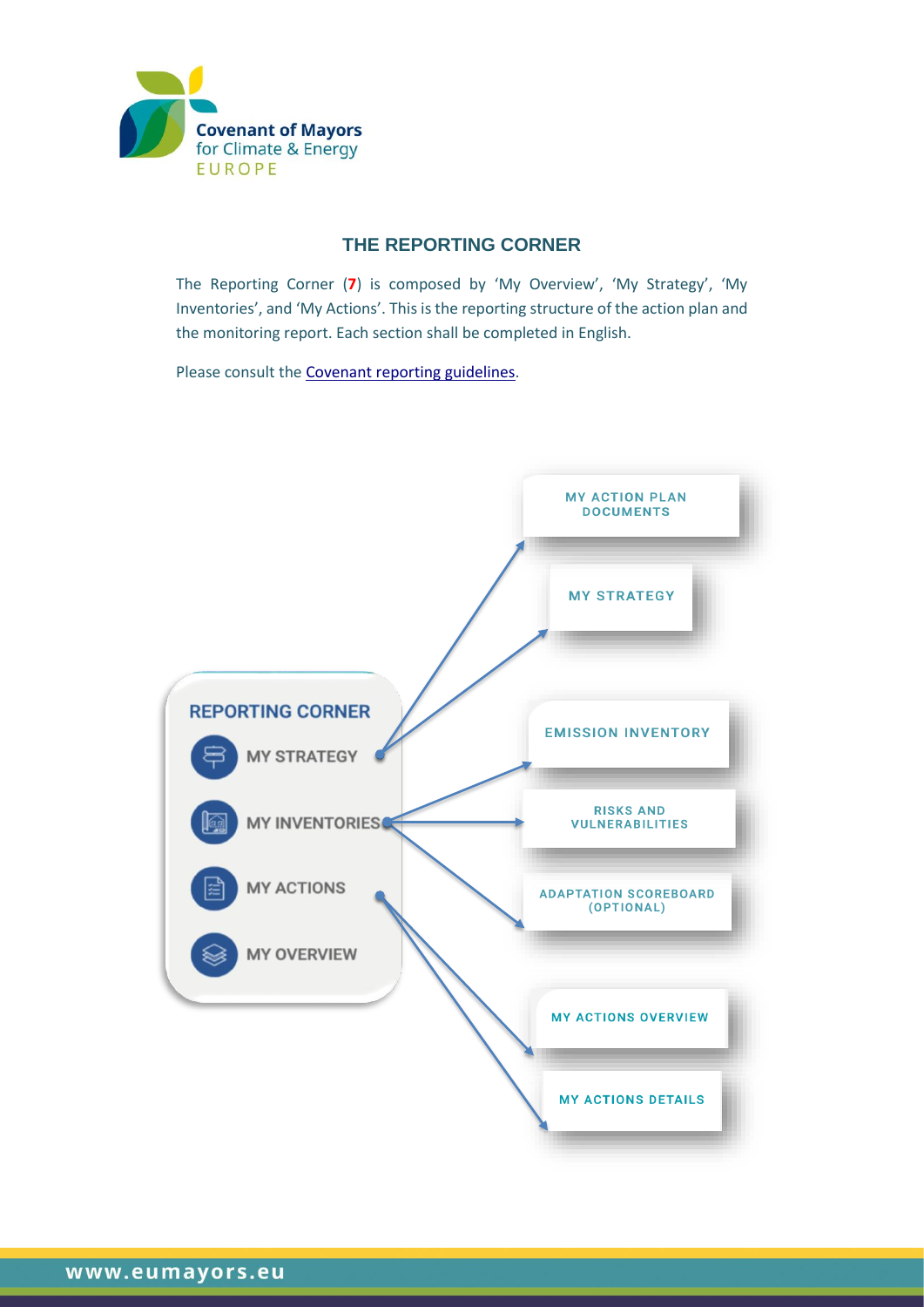## THE REPORTING CORNER

The Reporting Corner (**7**) is composed by 'My Overview', 'My Strategy', 'My Inventories', and 'My Actions'. This is the reporting structure of the action plan and the monitoring report. Each section shall be completed in English.

Please consult the [Covenant reporting guidelines](Covenant reporting guidelines).

**REPORTING CORNER**

- MY STRATEGY
  - MY ACTION PLAN DOCUMENTS
  - MY STRATEGY
- MY INVENTORIES
  - EMISSION INVENTORY
  - RISKS AND VULNERABILITIES
  - ADAPTATION SCOREBOARD (OPTIONAL)
- MY ACTIONS
  - MY ACTIONS OVERVIEW
  - MY ACTIONS DETAILS
- MY OVERVIEW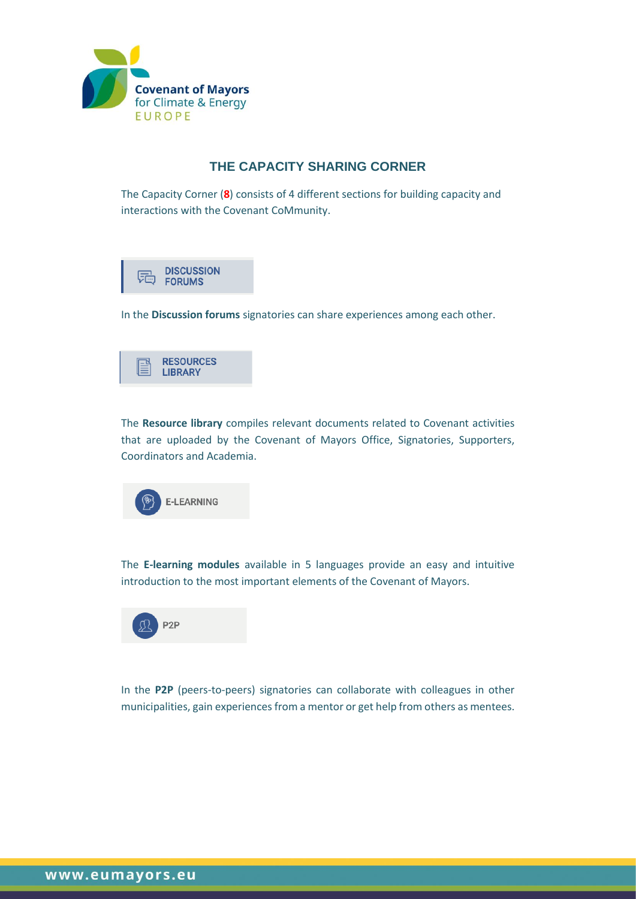## THE CAPACITY SHARING CORNER

The Capacity Corner (**8**) consists of 4 different sections for building capacity and interactions with the Covenant CoMmunity.

**DISCUSSION FORUMS**

In the **Discussion forums** signatories can share experiences among each other.

**RESOURCES LIBRARY**

The **Resource library** compiles relevant documents related to Covenant activities that are uploaded by the Covenant of Mayors Office, Signatories, Supporters, Coordinators and Academia.

**E-LEARNING**

The **E-learning modules** available in 5 languages provide an easy and intuitive introduction to the most important elements of the Covenant of Mayors.

**P2P**

In the **P2P** (peers-to-peers) signatories can collaborate with colleagues in other municipalities, gain experiences from a mentor or get help from others as mentees.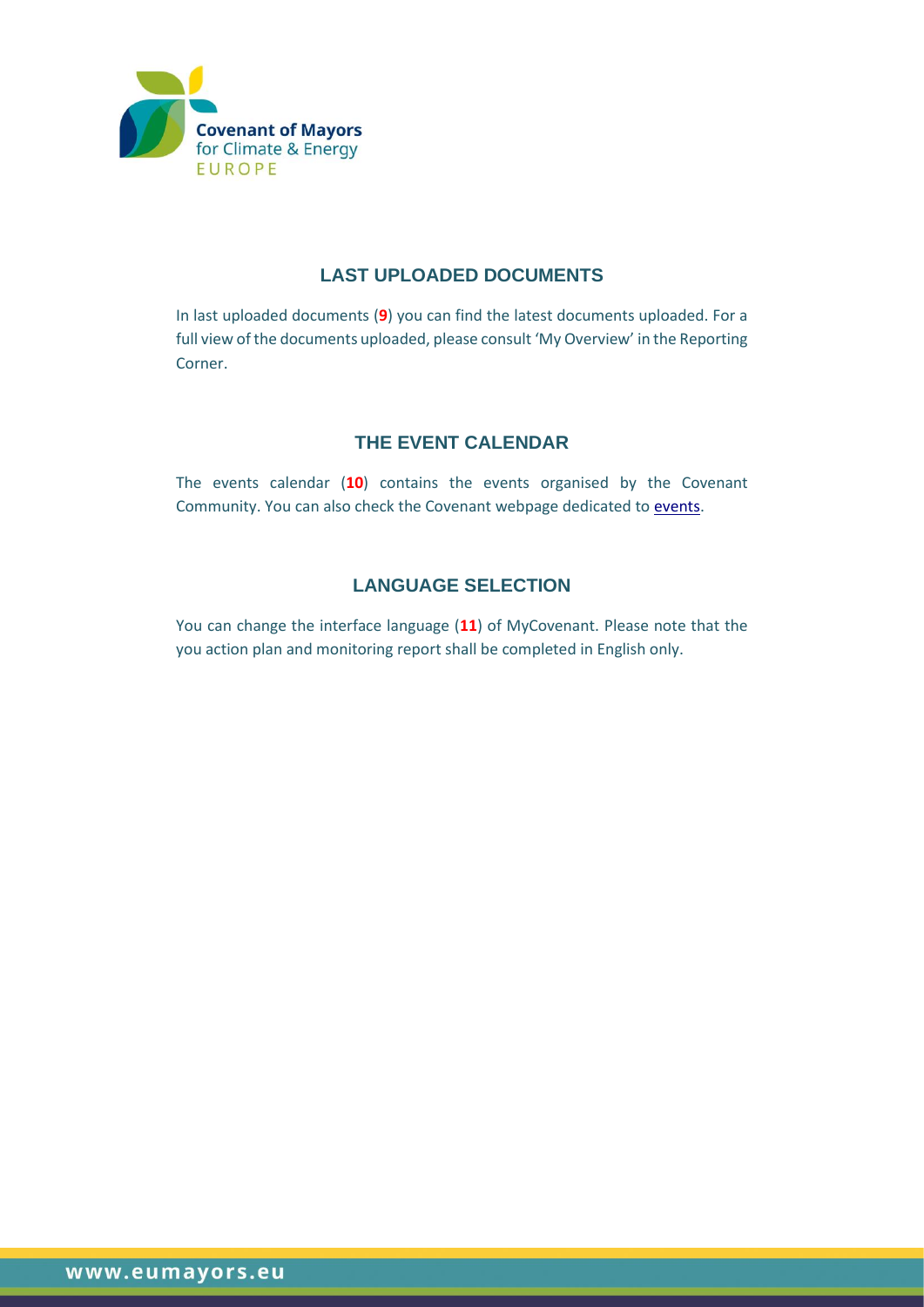## LAST UPLOADED DOCUMENTS

In last uploaded documents (**9**) you can find the latest documents uploaded. For a full view of the documents uploaded, please consult 'My Overview' in the Reporting Corner.

## THE EVENT CALENDAR

The events calendar (**10**) contains the events organised by the Covenant Community. You can also check the Covenant webpage dedicated to events.

## LANGUAGE SELECTION

You can change the interface language (**11**) of MyCovenant. Please note that the you action plan and monitoring report shall be completed in English only.